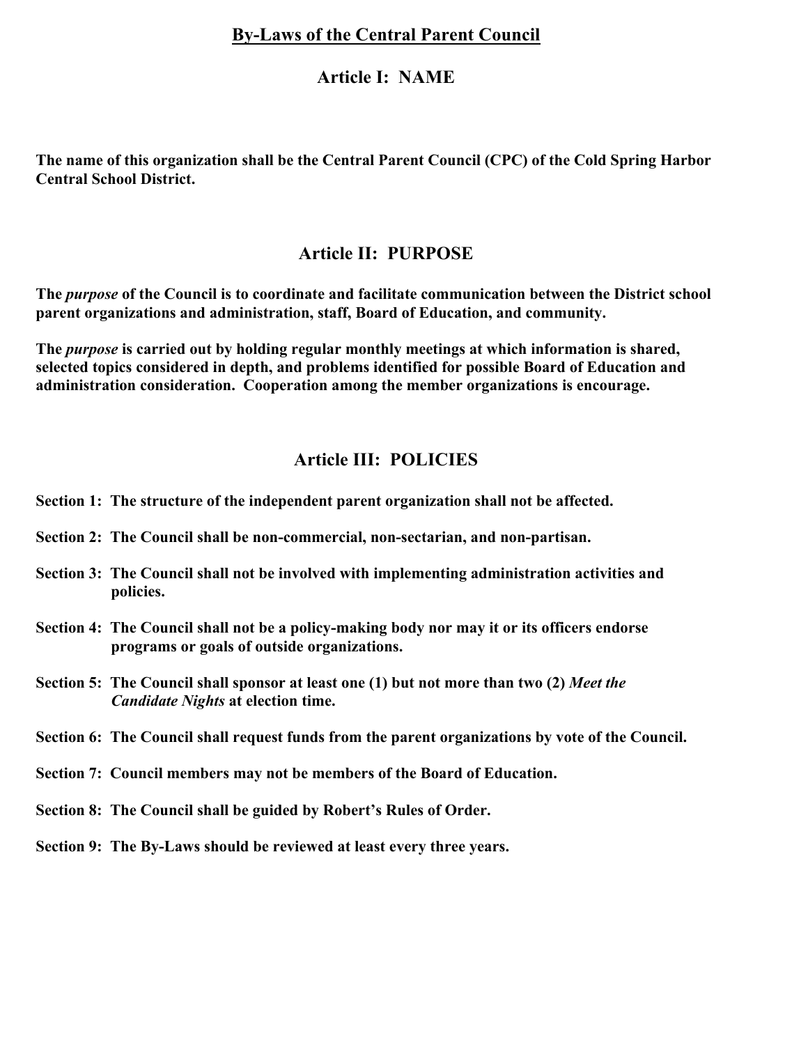# By-Laws of the Central Parent Council

## Article I: NAME

**The name of this organization shall be the Central Parent Council (CPC) of the Cold Spring Harbor Central School District.**

## Article II: PURPOSE

**The *purpose* of the Council is to coordinate and facilitate communication between the District school parent organizations and administration, staff, Board of Education, and community.**

**The *purpose* is carried out by holding regular monthly meetings at which information is shared, selected topics considered in depth, and problems identified for possible Board of Education and administration consideration. Cooperation among the member organizations is encourage.**

## Article III: POLICIES

**Section 1: The structure of the independent parent organization shall not be affected.**

**Section 2: The Council shall be non-commercial, non-sectarian, and non-partisan.**

**Section 3: The Council shall not be involved with implementing administration activities and policies.**

**Section 4: The Council shall not be a policy-making body nor may it or its officers endorse programs or goals of outside organizations.**

**Section 5: The Council shall sponsor at least one (1) but not more than two (2) *Meet the Candidate Nights* at election time.**

**Section 6: The Council shall request funds from the parent organizations by vote of the Council.**

**Section 7: Council members may not be members of the Board of Education.**

**Section 8: The Council shall be guided by Robert's Rules of Order.**

**Section 9: The By-Laws should be reviewed at least every three years.**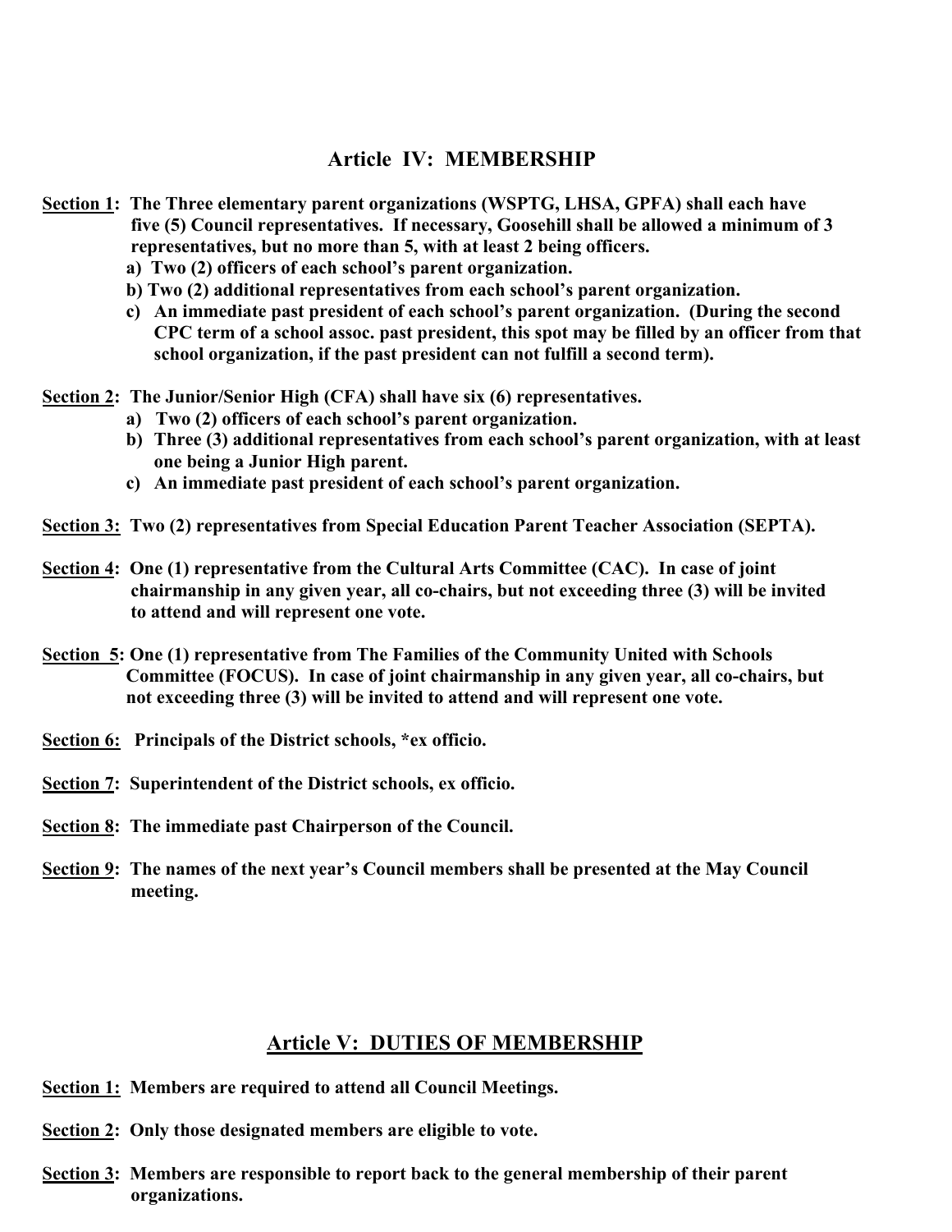## Article IV: MEMBERSHIP

**Section 1: The Three elementary parent organizations (WSPTG, LHSA, GPFA) shall each have five (5) Council representatives. If necessary, Goosehill shall be allowed a minimum of 3 representatives, but no more than 5, with at least 2 being officers.**

- **a) Two (2) officers of each school's parent organization.**
- **b) Two (2) additional representatives from each school's parent organization.**
- **c) An immediate past president of each school's parent organization. (During the second CPC term of a school assoc. past president, this spot may be filled by an officer from that school organization, if the past president can not fulfill a second term).**

**Section 2: The Junior/Senior High (CFA) shall have six (6) representatives.**

- **a) Two (2) officers of each school's parent organization.**
- **b) Three (3) additional representatives from each school's parent organization, with at least one being a Junior High parent.**
- **c) An immediate past president of each school's parent organization.**

**Section 3: Two (2) representatives from Special Education Parent Teacher Association (SEPTA).**

**Section 4: One (1) representative from the Cultural Arts Committee (CAC). In case of joint chairmanship in any given year, all co-chairs, but not exceeding three (3) will be invited to attend and will represent one vote.**

**Section 5: One (1) representative from The Families of the Community United with Schools Committee (FOCUS). In case of joint chairmanship in any given year, all co-chairs, but not exceeding three (3) will be invited to attend and will represent one vote.**

**Section 6: Principals of the District schools, *ex officio.**

**Section 7: Superintendent of the District schools, ex officio.**

**Section 8: The immediate past Chairperson of the Council.**

**Section 9: The names of the next year's Council members shall be presented at the May Council meeting.**

## Article V: DUTIES OF MEMBERSHIP

**Section 1: Members are required to attend all Council Meetings.**

**Section 2: Only those designated members are eligible to vote.**

**Section 3: Members are responsible to report back to the general membership of their parent organizations.**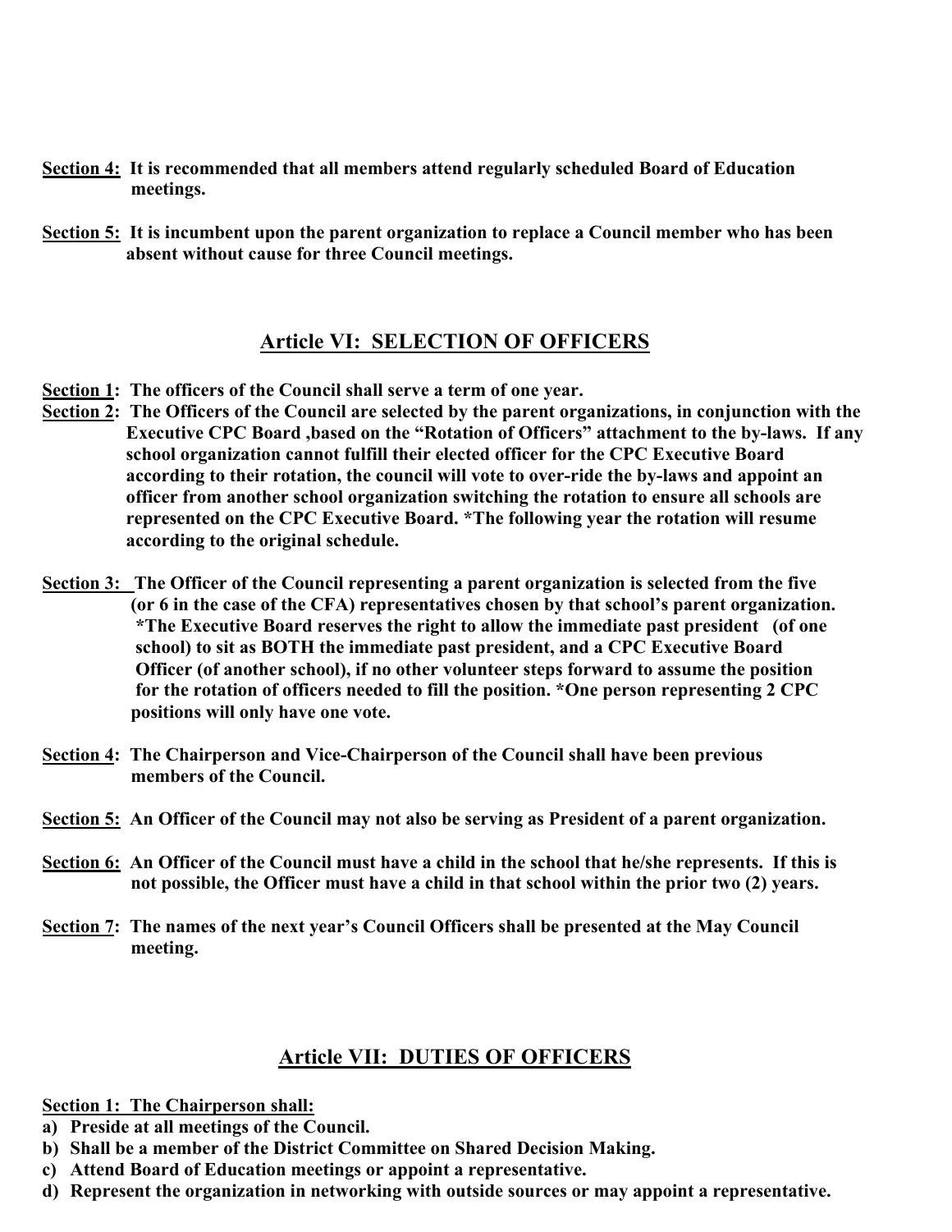**Section 4:** **It is recommended that all members attend regularly scheduled Board of Education meetings.**

**Section 5:** **It is incumbent upon the parent organization to replace a Council member who has been absent without cause for three Council meetings.**

## Article VI: SELECTION OF OFFICERS

**Section 1:** **The officers of the Council shall serve a term of one year.**

**Section 2:** **The Officers of the Council are selected by the parent organizations, in conjunction with the Executive CPC Board ,based on the "Rotation of Officers" attachment to the by-laws. If any school organization cannot fulfill their elected officer for the CPC Executive Board according to their rotation, the council will vote to over-ride the by-laws and appoint an officer from another school organization switching the rotation to ensure all schools are represented on the CPC Executive Board. *The following year the rotation will resume according to the original schedule.**

**Section 3:** **The Officer of the Council representing a parent organization is selected from the five (or 6 in the case of the CFA) representatives chosen by that school's parent organization. *The Executive Board reserves the right to allow the immediate past president (of one school) to sit as BOTH the immediate past president, and a CPC Executive Board Officer (of another school), if no other volunteer steps forward to assume the position for the rotation of officers needed to fill the position. *One person representing 2 CPC positions will only have one vote.**

**Section 4:** **The Chairperson and Vice-Chairperson of the Council shall have been previous members of the Council.**

**Section 5:** **An Officer of the Council may not also be serving as President of a parent organization.**

**Section 6:** **An Officer of the Council must have a child in the school that he/she represents. If this is not possible, the Officer must have a child in that school within the prior two (2) years.**

**Section 7:** **The names of the next year's Council Officers shall be presented at the May Council meeting.**

## Article VII: DUTIES OF OFFICERS

**Section 1: The Chairperson shall:**

a) **Preside at all meetings of the Council.**
b) **Shall be a member of the District Committee on Shared Decision Making.**
c) **Attend Board of Education meetings or appoint a representative.**
d) **Represent the organization in networking with outside sources or may appoint a representative.**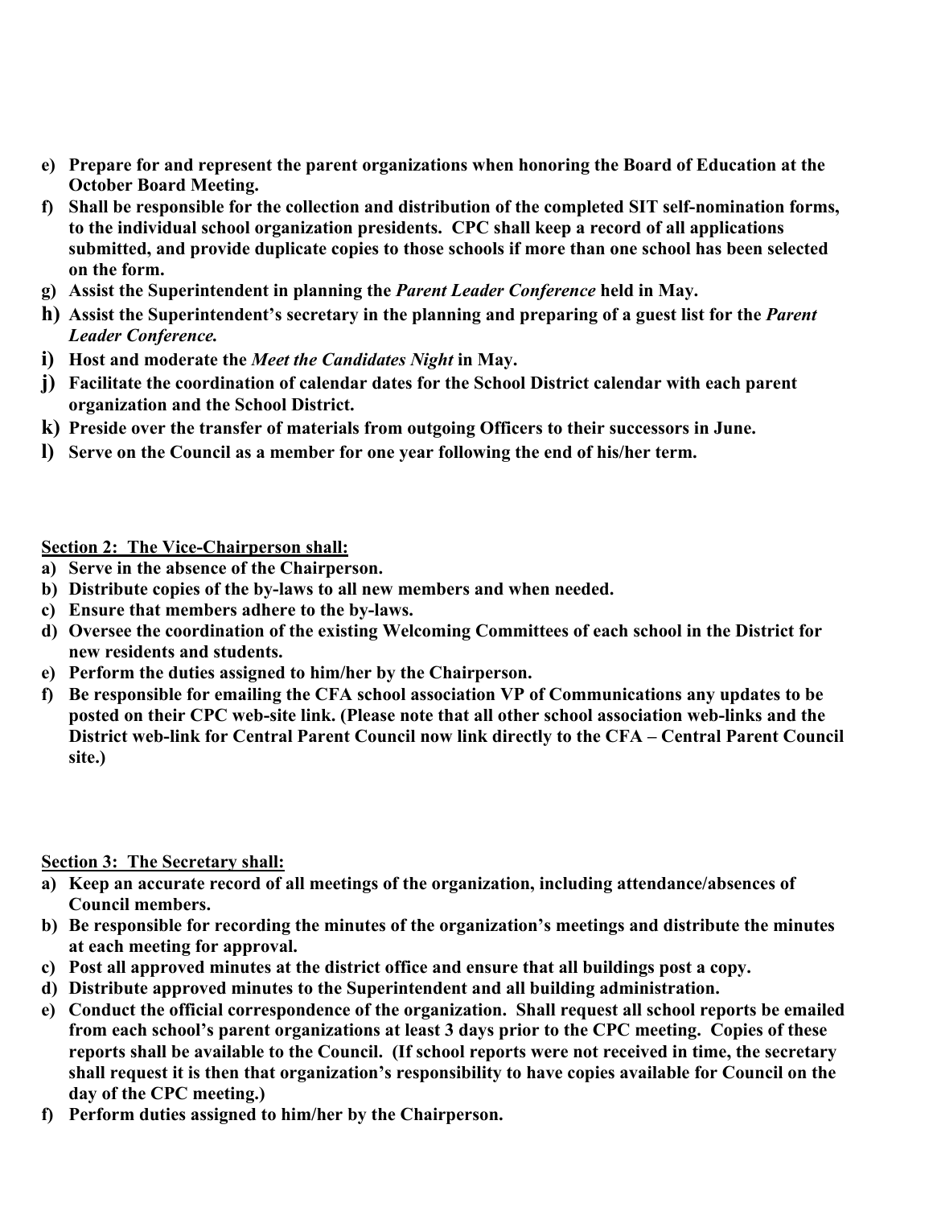**e) Prepare for and represent the parent organizations when honoring the Board of Education at the October Board Meeting.**
**f) Shall be responsible for the collection and distribution of the completed SIT self-nomination forms, to the individual school organization presidents. CPC shall keep a record of all applications submitted, and provide duplicate copies to those schools if more than one school has been selected on the form.**
**g) Assist the Superintendent in planning the *Parent Leader Conference* held in May.**
**h) Assist the Superintendent's secretary in the planning and preparing of a guest list for the *Parent Leader Conference.***
**i) Host and moderate the *Meet the Candidates Night* in May.**
**j) Facilitate the coordination of calendar dates for the School District calendar with each parent organization and the School District.**
**k) Preside over the transfer of materials from outgoing Officers to their successors in June.**
**l) Serve on the Council as a member for one year following the end of his/her term.**

**<u>Section 2: The Vice-Chairperson shall:</u>**

**a) Serve in the absence of the Chairperson.**
**b) Distribute copies of the by-laws to all new members and when needed.**
**c) Ensure that members adhere to the by-laws.**
**d) Oversee the coordination of the existing Welcoming Committees of each school in the District for new residents and students.**
**e) Perform the duties assigned to him/her by the Chairperson.**
**f) Be responsible for emailing the CFA school association VP of Communications any updates to be posted on their CPC web-site link. (Please note that all other school association web-links and the District web-link for Central Parent Council now link directly to the CFA – Central Parent Council site.)**

**<u>Section 3: The Secretary shall:</u>**

**a) Keep an accurate record of all meetings of the organization, including attendance/absences of Council members.**
**b) Be responsible for recording the minutes of the organization's meetings and distribute the minutes at each meeting for approval.**
**c) Post all approved minutes at the district office and ensure that all buildings post a copy.**
**d) Distribute approved minutes to the Superintendent and all building administration.**
**e) Conduct the official correspondence of the organization. Shall request all school reports be emailed from each school's parent organizations at least 3 days prior to the CPC meeting. Copies of these reports shall be available to the Council. (If school reports were not received in time, the secretary shall request it is then that organization's responsibility to have copies available for Council on the day of the CPC meeting.)**
**f) Perform duties assigned to him/her by the Chairperson.**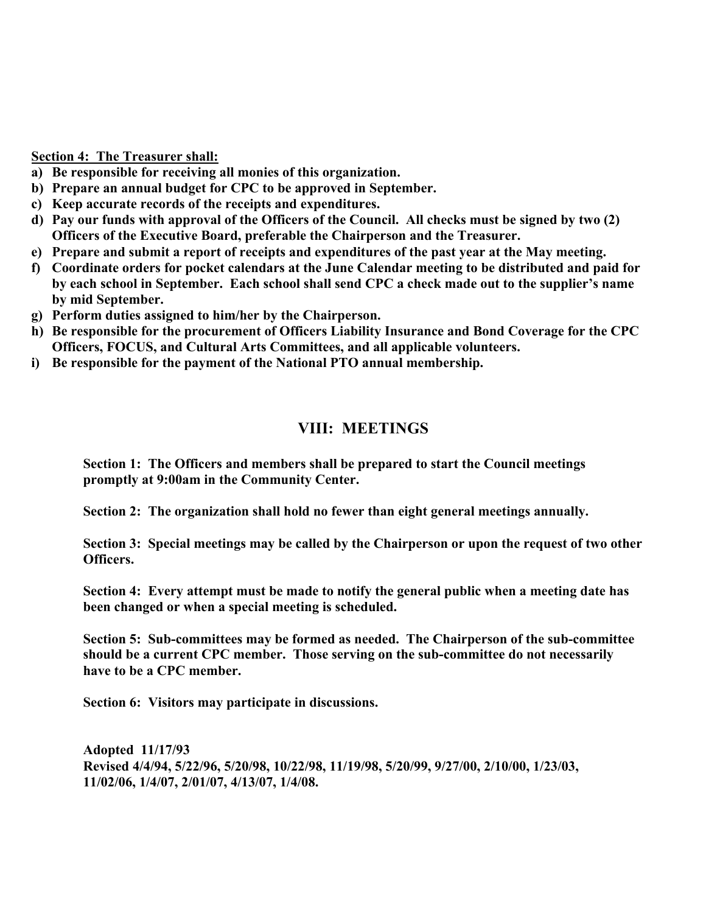**Section 4: The Treasurer shall:**

a) **Be responsible for receiving all monies of this organization.**
b) **Prepare an annual budget for CPC to be approved in September.**
c) **Keep accurate records of the receipts and expenditures.**
d) **Pay our funds with approval of the Officers of the Council. All checks must be signed by two (2) Officers of the Executive Board, preferable the Chairperson and the Treasurer.**
e) **Prepare and submit a report of receipts and expenditures of the past year at the May meeting.**
f) **Coordinate orders for pocket calendars at the June Calendar meeting to be distributed and paid for by each school in September. Each school shall send CPC a check made out to the supplier's name by mid September.**
g) **Perform duties assigned to him/her by the Chairperson.**
h) **Be responsible for the procurement of Officers Liability Insurance and Bond Coverage for the CPC Officers, FOCUS, and Cultural Arts Committees, and all applicable volunteers.**
i) **Be responsible for the payment of the National PTO annual membership.**

## VIII: MEETINGS

**Section 1: The Officers and members shall be prepared to start the Council meetings promptly at 9:00am in the Community Center.**

**Section 2: The organization shall hold no fewer than eight general meetings annually.**

**Section 3: Special meetings may be called by the Chairperson or upon the request of two other Officers.**

**Section 4: Every attempt must be made to notify the general public when a meeting date has been changed or when a special meeting is scheduled.**

**Section 5: Sub-committees may be formed as needed. The Chairperson of the sub-committee should be a current CPC member. Those serving on the sub-committee do not necessarily have to be a CPC member.**

**Section 6: Visitors may participate in discussions.**

**Adopted 11/17/93**
**Revised 4/4/94, 5/22/96, 5/20/98, 10/22/98, 11/19/98, 5/20/99, 9/27/00, 2/10/00, 1/23/03, 11/02/06, 1/4/07, 2/01/07, 4/13/07, 1/4/08.**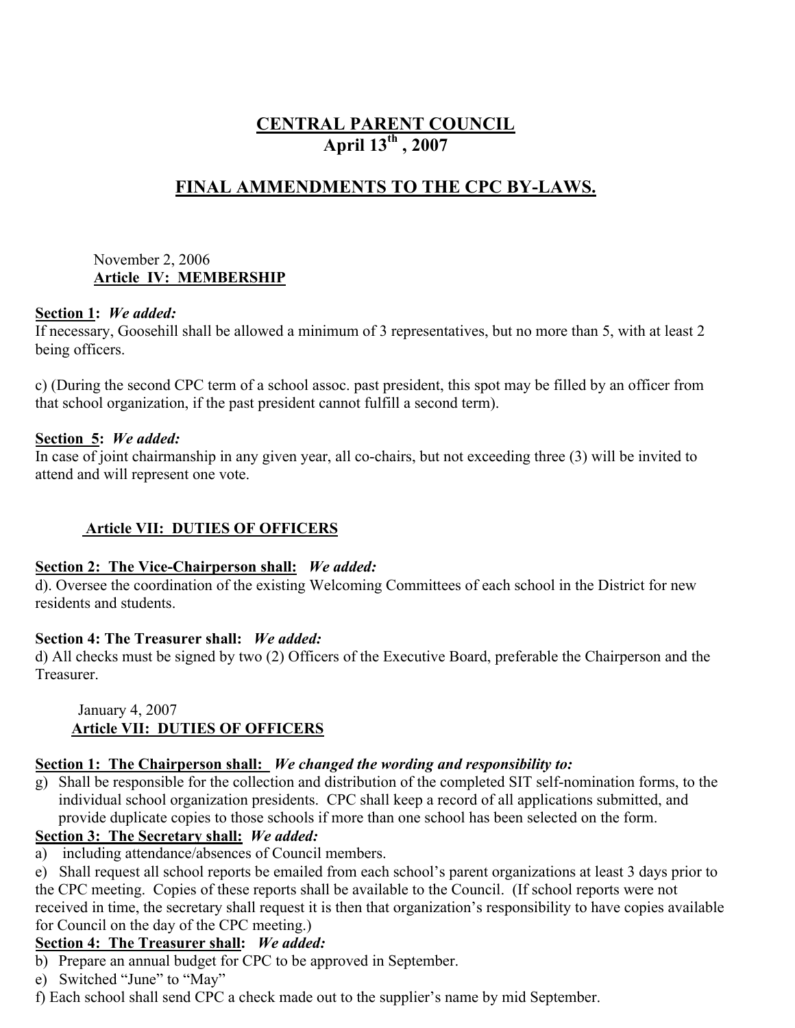# CENTRAL PARENT COUNCIL
## April 13th, 2007

## FINAL AMMENDMENTS TO THE CPC BY-LAWS.

November 2, 2006
**Article IV: MEMBERSHIP**

**Section 1:** ***We added:***
If necessary, Goosehill shall be allowed a minimum of 3 representatives, but no more than 5, with at least 2 being officers.

c) (During the second CPC term of a school assoc. past president, this spot may be filled by an officer from that school organization, if the past president cannot fulfill a second term).

**Section 5:** ***We added:***
In case of joint chairmanship in any given year, all co-chairs, but not exceeding three (3) will be invited to attend and will represent one vote.

**Article VII: DUTIES OF OFFICERS**

**Section 2: The Vice-Chairperson shall:** ***We added:***
d). Oversee the coordination of the existing Welcoming Committees of each school in the District for new residents and students.

**Section 4: The Treasurer shall:** ***We added:***
d) All checks must be signed by two (2) Officers of the Executive Board, preferable the Chairperson and the Treasurer.

January 4, 2007
**Article VII: DUTIES OF OFFICERS**

**Section 1: The Chairperson shall:** ***We changed the wording and responsibility to:***
g) Shall be responsible for the collection and distribution of the completed SIT self-nomination forms, to the individual school organization presidents. CPC shall keep a record of all applications submitted, and provide duplicate copies to those schools if more than one school has been selected on the form.

**Section 3: The Secretary shall:** ***We added:***
a) including attendance/absences of Council members.
e) Shall request all school reports be emailed from each school's parent organizations at least 3 days prior to the CPC meeting. Copies of these reports shall be available to the Council. (If school reports were not received in time, the secretary shall request it is then that organization's responsibility to have copies available for Council on the day of the CPC meeting.)

**Section 4: The Treasurer shall:** ***We added:***
b) Prepare an annual budget for CPC to be approved in September.
e) Switched "June" to "May"
f) Each school shall send CPC a check made out to the supplier's name by mid September.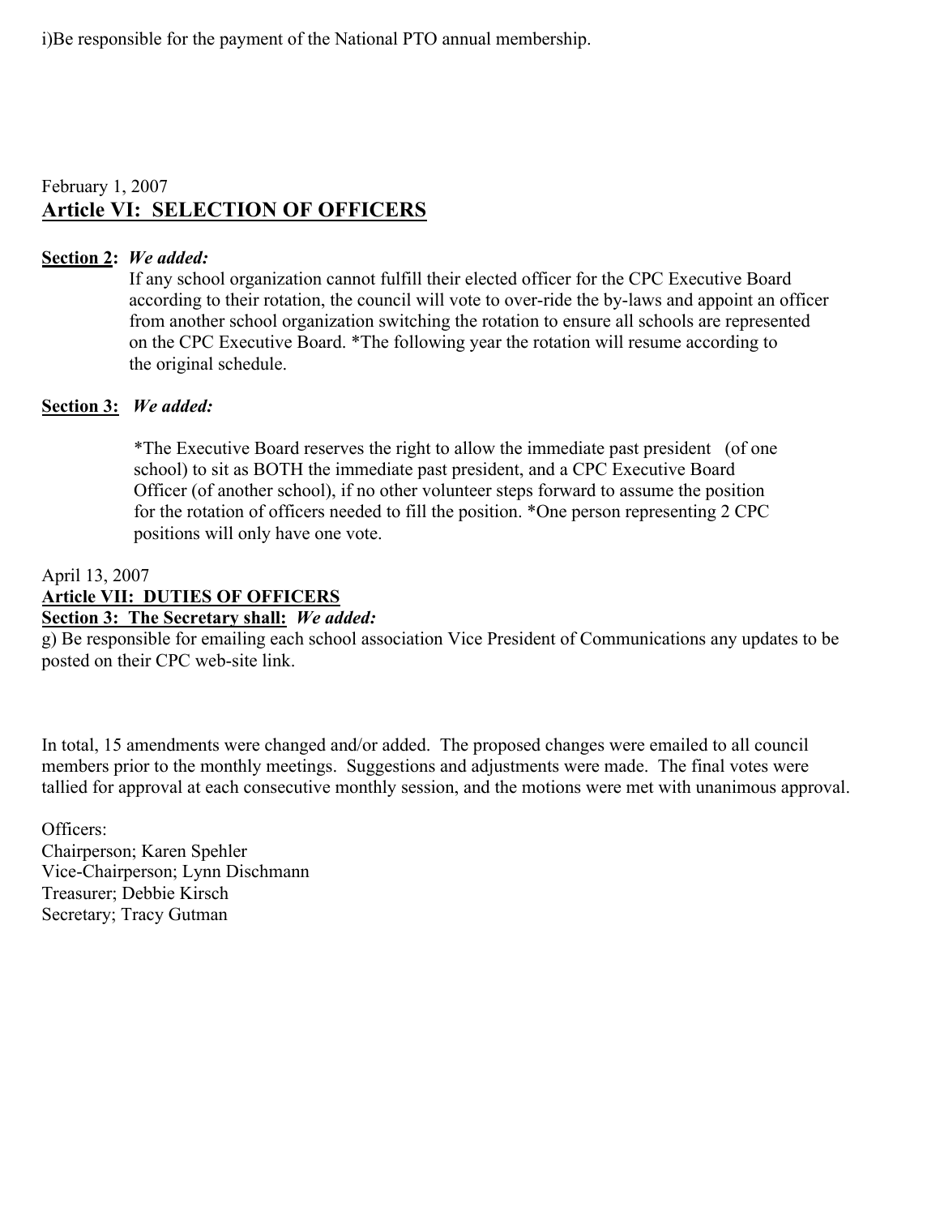i)Be responsible for the payment of the National PTO annual membership.

February 1, 2007

## Article VI: SELECTION OF OFFICERS

**Section 2:** *We added:*

If any school organization cannot fulfill their elected officer for the CPC Executive Board according to their rotation, the council will vote to over-ride the by-laws and appoint an officer from another school organization switching the rotation to ensure all schools are represented on the CPC Executive Board. *The following year the rotation will resume according to the original schedule.

**Section 3:** *We added:*

*The Executive Board reserves the right to allow the immediate past president (of one school) to sit as BOTH the immediate past president, and a CPC Executive Board Officer (of another school), if no other volunteer steps forward to assume the position for the rotation of officers needed to fill the position. *One person representing 2 CPC positions will only have one vote.

April 13, 2007

## Article VII: DUTIES OF OFFICERS

**Section 3: The Secretary shall:** *We added:*

g) Be responsible for emailing each school association Vice President of Communications any updates to be posted on their CPC web-site link.

In total, 15 amendments were changed and/or added. The proposed changes were emailed to all council members prior to the monthly meetings. Suggestions and adjustments were made. The final votes were tallied for approval at each consecutive monthly session, and the motions were met with unanimous approval.

Officers:
Chairperson; Karen Spehler
Vice-Chairperson; Lynn Dischmann
Treasurer; Debbie Kirsch
Secretary; Tracy Gutman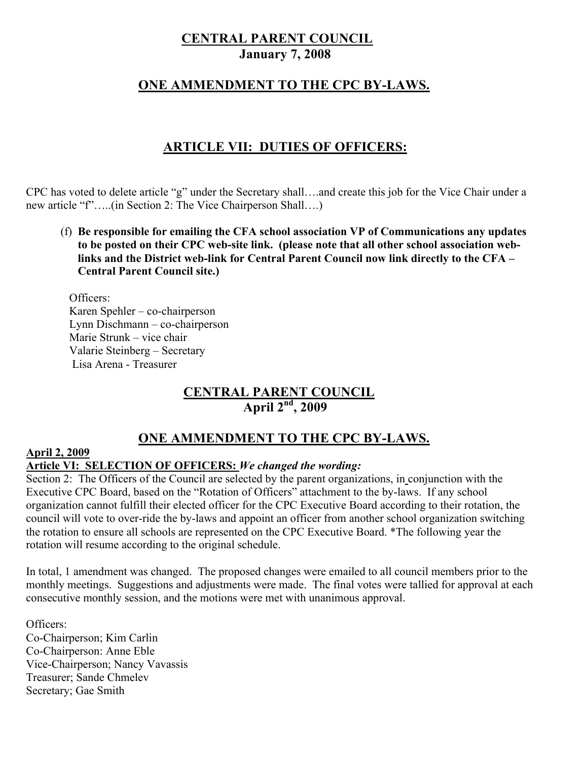## CENTRAL PARENT COUNCIL
## January 7, 2008

## ONE AMMENDMENT TO THE CPC BY-LAWS.

## ARTICLE VII: DUTIES OF OFFICERS:

CPC has voted to delete article "g" under the Secretary shall….and create this job for the Vice Chair under a new article "f"…..(in Section 2: The Vice Chairperson Shall….)

(f) **Be responsible for emailing the CFA school association VP of Communications any updates to be posted on their CPC web-site link. (please note that all other school association web-links and the District web-link for Central Parent Council now link directly to the CFA – Central Parent Council site.)**

Officers:
Karen Spehler – co-chairperson
Lynn Dischmann – co-chairperson
Marie Strunk – vice chair
Valarie Steinberg – Secretary
Lisa Arena - Treasurer

## CENTRAL PARENT COUNCIL
## April 2nd, 2009

## ONE AMMENDMENT TO THE CPC BY-LAWS.

**April 2, 2009**

**Article VI: SELECTION OF OFFICERS:** ***We changed the wording:***

Section 2: The Officers of the Council are selected by the parent organizations, in conjunction with the Executive CPC Board, based on the "Rotation of Officers" attachment to the by-laws. If any school organization cannot fulfill their elected officer for the CPC Executive Board according to their rotation, the council will vote to over-ride the by-laws and appoint an officer from another school organization switching the rotation to ensure all schools are represented on the CPC Executive Board. *The following year the rotation will resume according to the original schedule.

In total, 1 amendment was changed. The proposed changes were emailed to all council members prior to the monthly meetings. Suggestions and adjustments were made. The final votes were tallied for approval at each consecutive monthly session, and the motions were met with unanimous approval.

Officers:
Co-Chairperson; Kim Carlin
Co-Chairperson: Anne Eble
Vice-Chairperson; Nancy Vavassis
Treasurer; Sande Chmelev
Secretary; Gae Smith